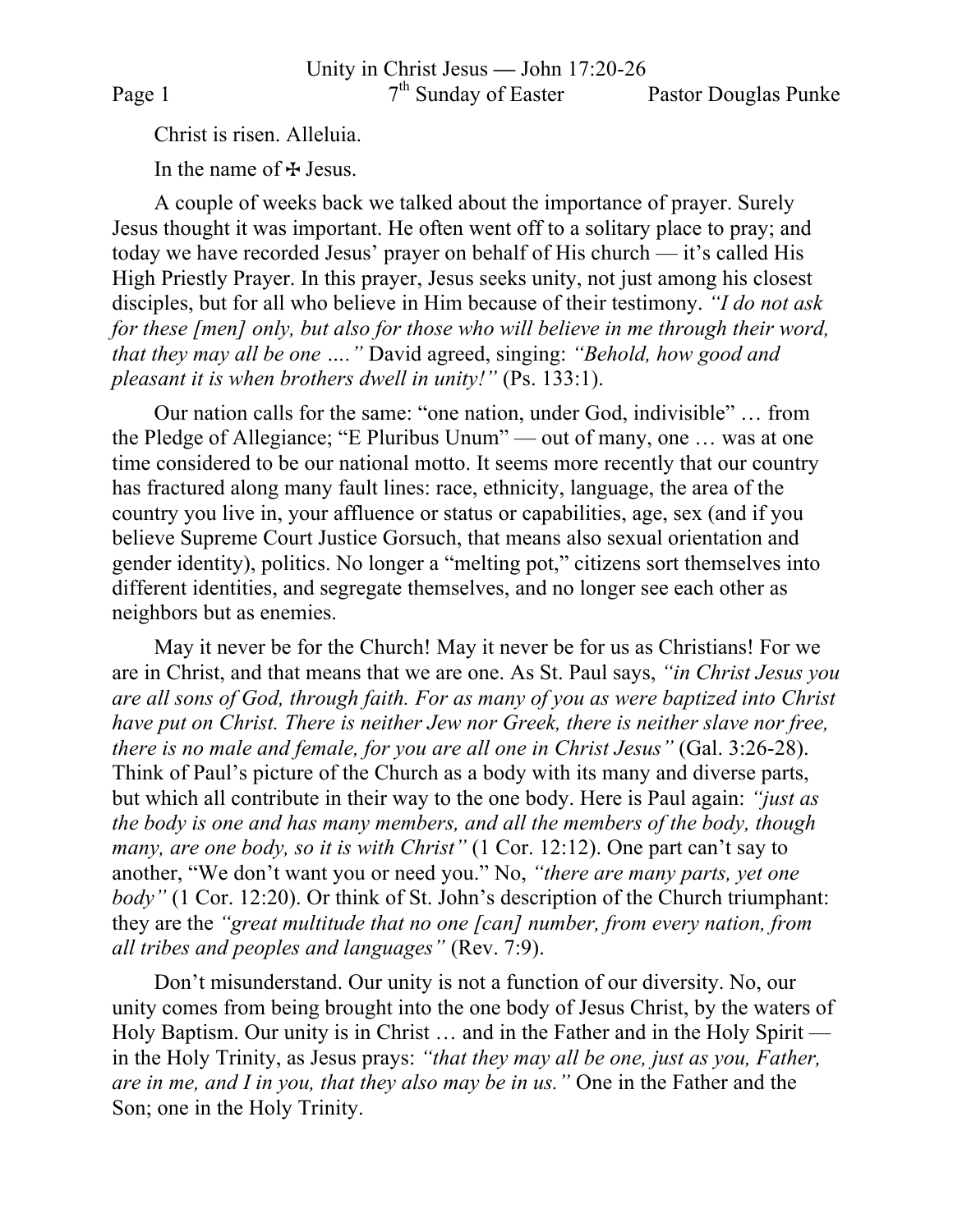# Unity in Christ Jesus — John 17:20-26

7th Sunday of Easter — Pastor Douglas Punke

Christ is risen. Alleluia.

In the name of ✠ Jesus.

A couple of weeks back we talked about the importance of prayer. Surely Jesus thought it was important. He often went off to a solitary place to pray; and today we have recorded Jesus' prayer on behalf of His church — it's called His High Priestly Prayer. In this prayer, Jesus seeks unity, not just among his closest disciples, but for all who believe in Him because of their testimony. *"I do not ask for these [men] only, but also for those who will believe in me through their word, that they may all be one …."* David agreed, singing: *"Behold, how good and pleasant it is when brothers dwell in unity!"* (Ps. 133:1).

Our nation calls for the same: "one nation, under God, indivisible" … from the Pledge of Allegiance; "E Pluribus Unum" — out of many, one … was at one time considered to be our national motto. It seems more recently that our country has fractured along many fault lines: race, ethnicity, language, the area of the country you live in, your affluence or status or capabilities, age, sex (and if you believe Supreme Court Justice Gorsuch, that means also sexual orientation and gender identity), politics. No longer a "melting pot," citizens sort themselves into different identities, and segregate themselves, and no longer see each other as neighbors but as enemies.

May it never be for the Church! May it never be for us as Christians! For we are in Christ, and that means that we are one. As St. Paul says, *"in Christ Jesus you are all sons of God, through faith. For as many of you as were baptized into Christ have put on Christ. There is neither Jew nor Greek, there is neither slave nor free, there is no male and female, for you are all one in Christ Jesus"* (Gal. 3:26-28). Think of Paul's picture of the Church as a body with its many and diverse parts, but which all contribute in their way to the one body. Here is Paul again: *"just as the body is one and has many members, and all the members of the body, though many, are one body, so it is with Christ"* (1 Cor. 12:12). One part can't say to another, "We don't want you or need you." No, *"there are many parts, yet one body"* (1 Cor. 12:20). Or think of St. John's description of the Church triumphant: they are the *"great multitude that no one [can] number, from every nation, from all tribes and peoples and languages"* (Rev. 7:9).

Don't misunderstand. Our unity is not a function of our diversity. No, our unity comes from being brought into the one body of Jesus Christ, by the waters of Holy Baptism. Our unity is in Christ … and in the Father and in the Holy Spirit — in the Holy Trinity, as Jesus prays: *"that they may all be one, just as you, Father, are in me, and I in you, that they also may be in us."* One in the Father and the Son; one in the Holy Trinity.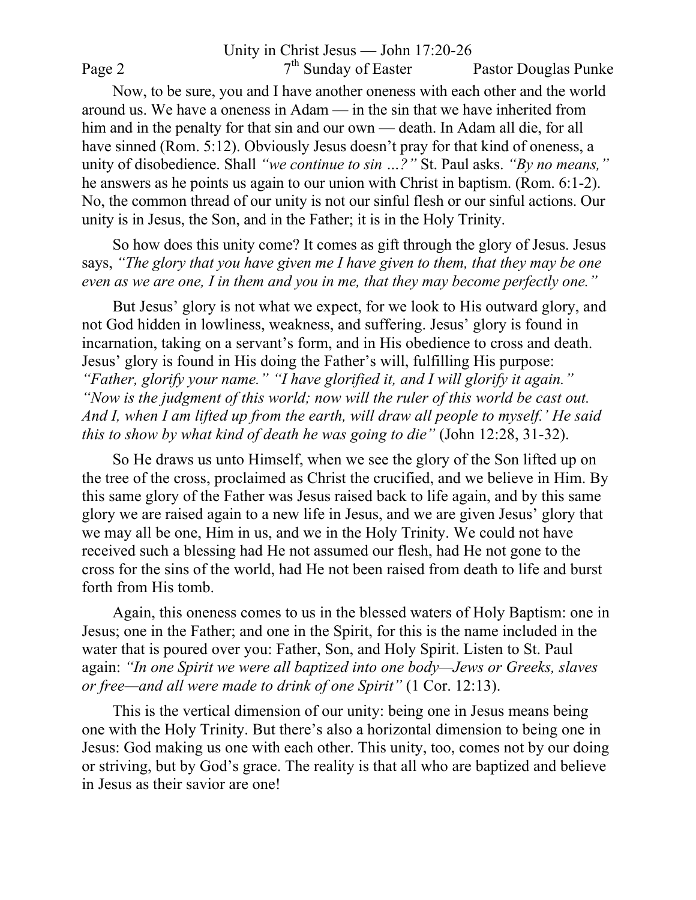Now, to be sure, you and I have another oneness with each other and the world around us. We have a oneness in Adam — in the sin that we have inherited from him and in the penalty for that sin and our own — death. In Adam all die, for all have sinned (Rom. 5:12). Obviously Jesus doesn't pray for that kind of oneness, a unity of disobedience. Shall *"we continue to sin …?"* St. Paul asks. *"By no means,"* he answers as he points us again to our union with Christ in baptism. (Rom. 6:1-2). No, the common thread of our unity is not our sinful flesh or our sinful actions. Our unity is in Jesus, the Son, and in the Father; it is in the Holy Trinity.

So how does this unity come? It comes as gift through the glory of Jesus. Jesus says, *"The glory that you have given me I have given to them, that they may be one even as we are one, I in them and you in me, that they may become perfectly one."*

But Jesus' glory is not what we expect, for we look to His outward glory, and not God hidden in lowliness, weakness, and suffering. Jesus' glory is found in incarnation, taking on a servant's form, and in His obedience to cross and death. Jesus' glory is found in His doing the Father's will, fulfilling His purpose: *"Father, glorify your name." "I have glorified it, and I will glorify it again." "Now is the judgment of this world; now will the ruler of this world be cast out. And I, when I am lifted up from the earth, will draw all people to myself.' He said this to show by what kind of death he was going to die"* (John 12:28, 31-32).

So He draws us unto Himself, when we see the glory of the Son lifted up on the tree of the cross, proclaimed as Christ the crucified, and we believe in Him. By this same glory of the Father was Jesus raised back to life again, and by this same glory we are raised again to a new life in Jesus, and we are given Jesus' glory that we may all be one, Him in us, and we in the Holy Trinity. We could not have received such a blessing had He not assumed our flesh, had He not gone to the cross for the sins of the world, had He not been raised from death to life and burst forth from His tomb.

Again, this oneness comes to us in the blessed waters of Holy Baptism: one in Jesus; one in the Father; and one in the Spirit, for this is the name included in the water that is poured over you: Father, Son, and Holy Spirit. Listen to St. Paul again: *"In one Spirit we were all baptized into one body—Jews or Greeks, slaves or free—and all were made to drink of one Spirit"* (1 Cor. 12:13).

This is the vertical dimension of our unity: being one in Jesus means being one with the Holy Trinity. But there's also a horizontal dimension to being one in Jesus: God making us one with each other. This unity, too, comes not by our doing or striving, but by God's grace. The reality is that all who are baptized and believe in Jesus as their savior are one!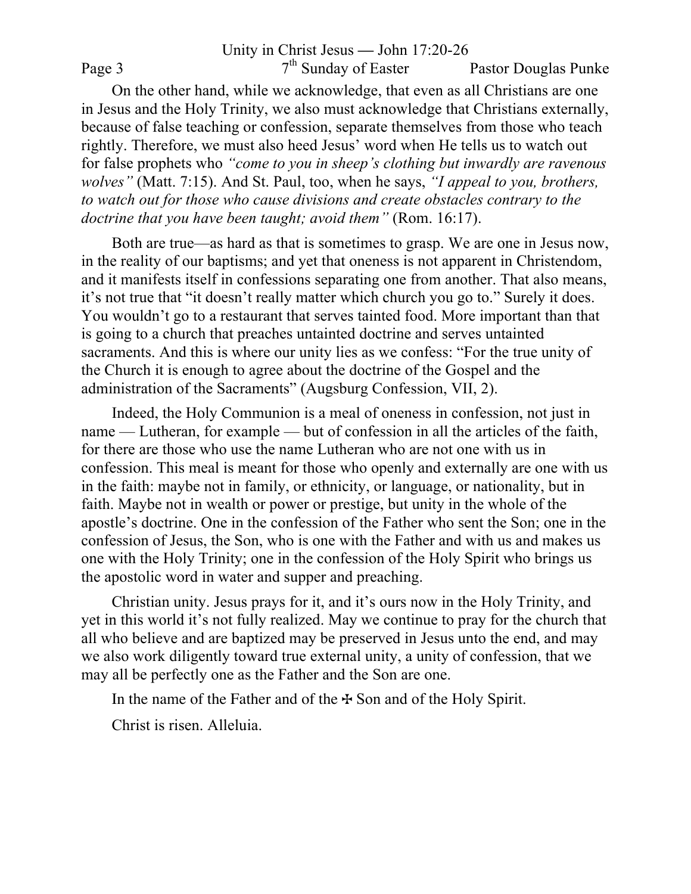On the other hand, while we acknowledge, that even as all Christians are one in Jesus and the Holy Trinity, we also must acknowledge that Christians externally, because of false teaching or confession, separate themselves from those who teach rightly. Therefore, we must also heed Jesus' word when He tells us to watch out for false prophets who *"come to you in sheep's clothing but inwardly are ravenous wolves"* (Matt. 7:15). And St. Paul, too, when he says, *"I appeal to you, brothers, to watch out for those who cause divisions and create obstacles contrary to the doctrine that you have been taught; avoid them"* (Rom. 16:17).

Both are true—as hard as that is sometimes to grasp. We are one in Jesus now, in the reality of our baptisms; and yet that oneness is not apparent in Christendom, and it manifests itself in confessions separating one from another. That also means, it's not true that "it doesn't really matter which church you go to." Surely it does. You wouldn't go to a restaurant that serves tainted food. More important than that is going to a church that preaches untainted doctrine and serves untainted sacraments. And this is where our unity lies as we confess: "For the true unity of the Church it is enough to agree about the doctrine of the Gospel and the administration of the Sacraments" (Augsburg Confession, VII, 2).

Indeed, the Holy Communion is a meal of oneness in confession, not just in name — Lutheran, for example — but of confession in all the articles of the faith, for there are those who use the name Lutheran who are not one with us in confession. This meal is meant for those who openly and externally are one with us in the faith: maybe not in family, or ethnicity, or language, or nationality, but in faith. Maybe not in wealth or power or prestige, but unity in the whole of the apostle's doctrine. One in the confession of the Father who sent the Son; one in the confession of Jesus, the Son, who is one with the Father and with us and makes us one with the Holy Trinity; one in the confession of the Holy Spirit who brings us the apostolic word in water and supper and preaching.

Christian unity. Jesus prays for it, and it's ours now in the Holy Trinity, and yet in this world it's not fully realized. May we continue to pray for the church that all who believe and are baptized may be preserved in Jesus unto the end, and may we also work diligently toward true external unity, a unity of confession, that we may all be perfectly one as the Father and the Son are one.

In the name of the Father and of the ✠ Son and of the Holy Spirit.

Christ is risen. Alleluia.